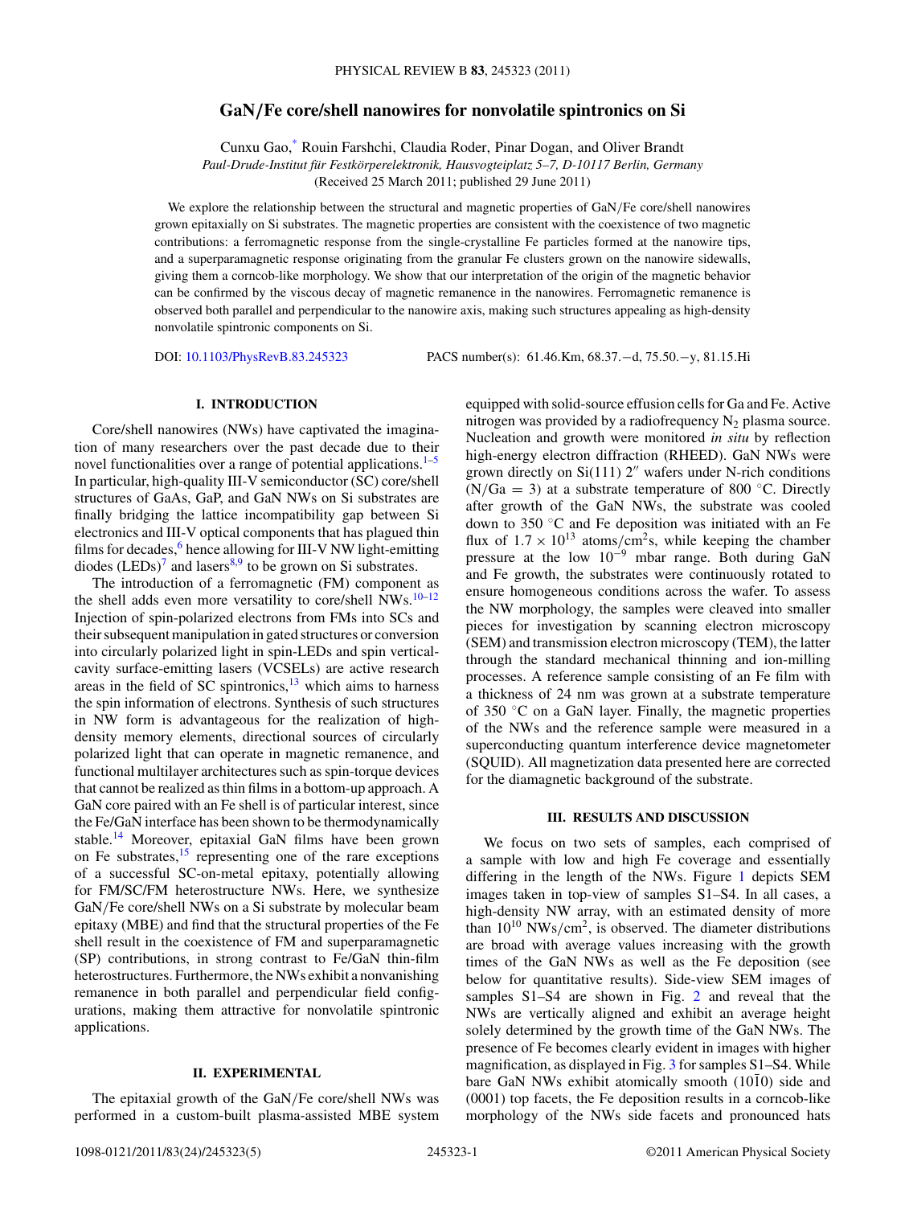# GaN/Fe core/shell nanowires for nonvolatile spintronics on Si

Cunxu Gao,* Rouin Farshchi, Claudia Roder, Pinar Dogan, and Oliver Brandt

*Paul-Drude-Institut für Festkörperelektronik, Hausvogteiplatz 5–7, D-10117 Berlin, Germany*

(Received 25 March 2011; published 29 June 2011)

We explore the relationship between the structural and magnetic properties of GaN/Fe core/shell nanowires grown epitaxially on Si substrates. The magnetic properties are consistent with the coexistence of two magnetic contributions: a ferromagnetic response from the single-crystalline Fe particles formed at the nanowire tips, and a superparamagnetic response originating from the granular Fe clusters grown on the nanowire sidewalls, giving them a corncob-like morphology. We show that our interpretation of the origin of the magnetic behavior can be confirmed by the viscous decay of magnetic remanence in the nanowires. Ferromagnetic remanence is observed both parallel and perpendicular to the nanowire axis, making such structures appealing as high-density nonvolatile spintronic components on Si.

DOI: 10.1103/PhysRevB.83.245323 PACS number(s): 61.46.Km, 68.37.−d, 75.50.−y, 81.15.Hi

## I. INTRODUCTION

Core/shell nanowires (NWs) have captivated the imagination of many researchers over the past decade due to their novel functionalities over a range of potential applications.[1–5] In particular, high-quality III-V semiconductor (SC) core/shell structures of GaAs, GaP, and GaN NWs on Si substrates are finally bridging the lattice incompatibility gap between Si electronics and III-V optical components that has plagued thin films for decades,[6] hence allowing for III-V NW light-emitting diodes (LEDs)[7] and lasers[8,9] to be grown on Si substrates.

The introduction of a ferromagnetic (FM) component as the shell adds even more versatility to core/shell NWs.[10–12] Injection of spin-polarized electrons from FMs into SCs and their subsequent manipulation in gated structures or conversion into circularly polarized light in spin-LEDs and spin vertical-cavity surface-emitting lasers (VCSELs) are active research areas in the field of SC spintronics,[13] which aims to harness the spin information of electrons. Synthesis of such structures in NW form is advantageous for the realization of high-density memory elements, directional sources of circularly polarized light that can operate in magnetic remanence, and functional multilayer architectures such as spin-torque devices that cannot be realized as thin films in a bottom-up approach. A GaN core paired with an Fe shell is of particular interest, since the Fe/GaN interface has been shown to be thermodynamically stable.[14] Moreover, epitaxial GaN films have been grown on Fe substrates,[15] representing one of the rare exceptions of a successful SC-on-metal epitaxy, potentially allowing for FM/SC/FM heterostructure NWs. Here, we synthesize GaN/Fe core/shell NWs on a Si substrate by molecular beam epitaxy (MBE) and find that the structural properties of the Fe shell result in the coexistence of FM and superparamagnetic (SP) contributions, in strong contrast to Fe/GaN thin-film heterostructures. Furthermore, the NWs exhibit a nonvanishing remanence in both parallel and perpendicular field configurations, making them attractive for nonvolatile spintronic applications.

## II. EXPERIMENTAL

The epitaxial growth of the GaN/Fe core/shell NWs was performed in a custom-built plasma-assisted MBE system equipped with solid-source effusion cells for Ga and Fe. Active nitrogen was provided by a radiofrequency $N_2$ plasma source. Nucleation and growth were monitored *in situ* by reflection high-energy electron diffraction (RHEED). GaN NWs were grown directly on Si(111) 2″ wafers under N-rich conditions (N/Ga = 3) at a substrate temperature of 800 °C. Directly after growth of the GaN NWs, the substrate was cooled down to 350 °C and Fe deposition was initiated with an Fe flux of $1.7 \times 10^{13}$ atoms/cm$^2$s, while keeping the chamber pressure at the low $10^{-9}$ mbar range. Both during GaN and Fe growth, the substrates were continuously rotated to ensure homogeneous conditions across the wafer. To assess the NW morphology, the samples were cleaved into smaller pieces for investigation by scanning electron microscopy (SEM) and transmission electron microscopy (TEM), the latter through the standard mechanical thinning and ion-milling processes. A reference sample consisting of an Fe film with a thickness of 24 nm was grown at a substrate temperature of 350 °C on a GaN layer. Finally, the magnetic properties of the NWs and the reference sample were measured in a superconducting quantum interference device magnetometer (SQUID). All magnetization data presented here are corrected for the diamagnetic background of the substrate.

## III. RESULTS AND DISCUSSION

We focus on two sets of samples, each comprised of a sample with low and high Fe coverage and essentially differing in the length of the NWs. Figure 1 depicts SEM images taken in top-view of samples S1–S4. In all cases, a high-density NW array, with an estimated density of more than $10^{10}$ NWs/cm$^2$, is observed. The diameter distributions are broad with average values increasing with the growth times of the GaN NWs as well as the Fe deposition (see below for quantitative results). Side-view SEM images of samples S1–S4 are shown in Fig. 2 and reveal that the NWs are vertically aligned and exhibit an average height solely determined by the growth time of the GaN NWs. The presence of Fe becomes clearly evident in images with higher magnification, as displayed in Fig. 3 for samples S1–S4. While bare GaN NWs exhibit atomically smooth $(10\bar{1}0)$ side and (0001) top facets, the Fe deposition results in a corncob-like morphology of the NWs side facets and pronounced hats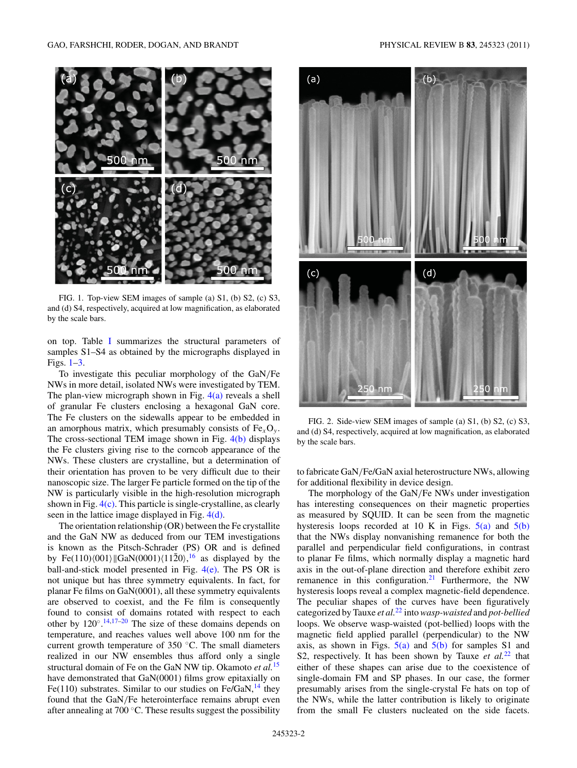FIG. 1. Top-view SEM images of sample (a) S1, (b) S2, (c) S3, and (d) S4, respectively, acquired at low magnification, as elaborated by the scale bars.

on top. Table I summarizes the structural parameters of samples S1–S4 as obtained by the micrographs displayed in Figs. 1–3.

To investigate this peculiar morphology of the GaN/Fe NWs in more detail, isolated NWs were investigated by TEM. The plan-view micrograph shown in Fig. 4(a) reveals a shell of granular Fe clusters enclosing a hexagonal GaN core. The Fe clusters on the sidewalls appear to be embedded in an amorphous matrix, which presumably consists of $Fe_xO_y$. The cross-sectional TEM image shown in Fig. 4(b) displays the Fe clusters giving rise to the corncob appearance of the NWs. These clusters are crystalline, but a determination of their orientation has proven to be very difficult due to their nanoscopic size. The larger Fe particle formed on the tip of the NW is particularly visible in the high-resolution micrograph shown in Fig. 4(c). This particle is single-crystalline, as clearly seen in the lattice image displayed in Fig. 4(d).

The orientation relationship (OR) between the Fe crystallite and the GaN NW as deduced from our TEM investigations is known as the Pitsch-Schrader (PS) OR and is defined by $\mathrm{Fe}(110)\langle 001\rangle \| \mathrm{GaN}(0001)\langle 11\bar{2}0\rangle$,[16] as displayed by the ball-and-stick model presented in Fig. 4(e). The PS OR is not unique but has three symmetry equivalents. In fact, for planar Fe films on GaN(0001), all these symmetry equivalents are observed to coexist, and the Fe film is consequently found to consist of domains rotated with respect to each other by 120°.[14,17–20] The size of these domains depends on temperature, and reaches values well above 100 nm for the current growth temperature of 350 °C. The small diameters realized in our NW ensembles thus afford only a single structural domain of Fe on the GaN NW tip. Okamoto *et al.*[15] have demonstrated that GaN(0001) films grow epitaxially on Fe(110) substrates. Similar to our studies on Fe/GaN,[14] they found that the GaN/Fe heterointerface remains abrupt even after annealing at 700 °C. These results suggest the possibility

FIG. 2. Side-view SEM images of sample (a) S1, (b) S2, (c) S3, and (d) S4, respectively, acquired at low magnification, as elaborated by the scale bars.

to fabricate GaN/Fe/GaN axial heterostructure NWs, allowing for additional flexibility in device design.

The morphology of the GaN/Fe NWs under investigation has interesting consequences on their magnetic properties as measured by SQUID. It can be seen from the magnetic hysteresis loops recorded at 10 K in Figs. 5(a) and 5(b) that the NWs display nonvanishing remanence for both the parallel and perpendicular field configurations, in contrast to planar Fe films, which normally display a magnetic hard axis in the out-of-plane direction and therefore exhibit zero remanence in this configuration.[21] Furthermore, the NW hysteresis loops reveal a complex magnetic-field dependence. The peculiar shapes of the curves have been figuratively categorized by Tauxe *et al.*[22] into *wasp-waisted* and *pot-bellied* loops. We observe wasp-waisted (pot-bellied) loops with the magnetic field applied parallel (perpendicular) to the NW axis, as shown in Figs. 5(a) and 5(b) for samples S1 and S2, respectively. It has been shown by Tauxe *et al.*[22] that either of these shapes can arise due to the coexistence of single-domain FM and SP phases. In our case, the former presumably arises from the single-crystal Fe hats on top of the NWs, while the latter contribution is likely to originate from the small Fe clusters nucleated on the side facets.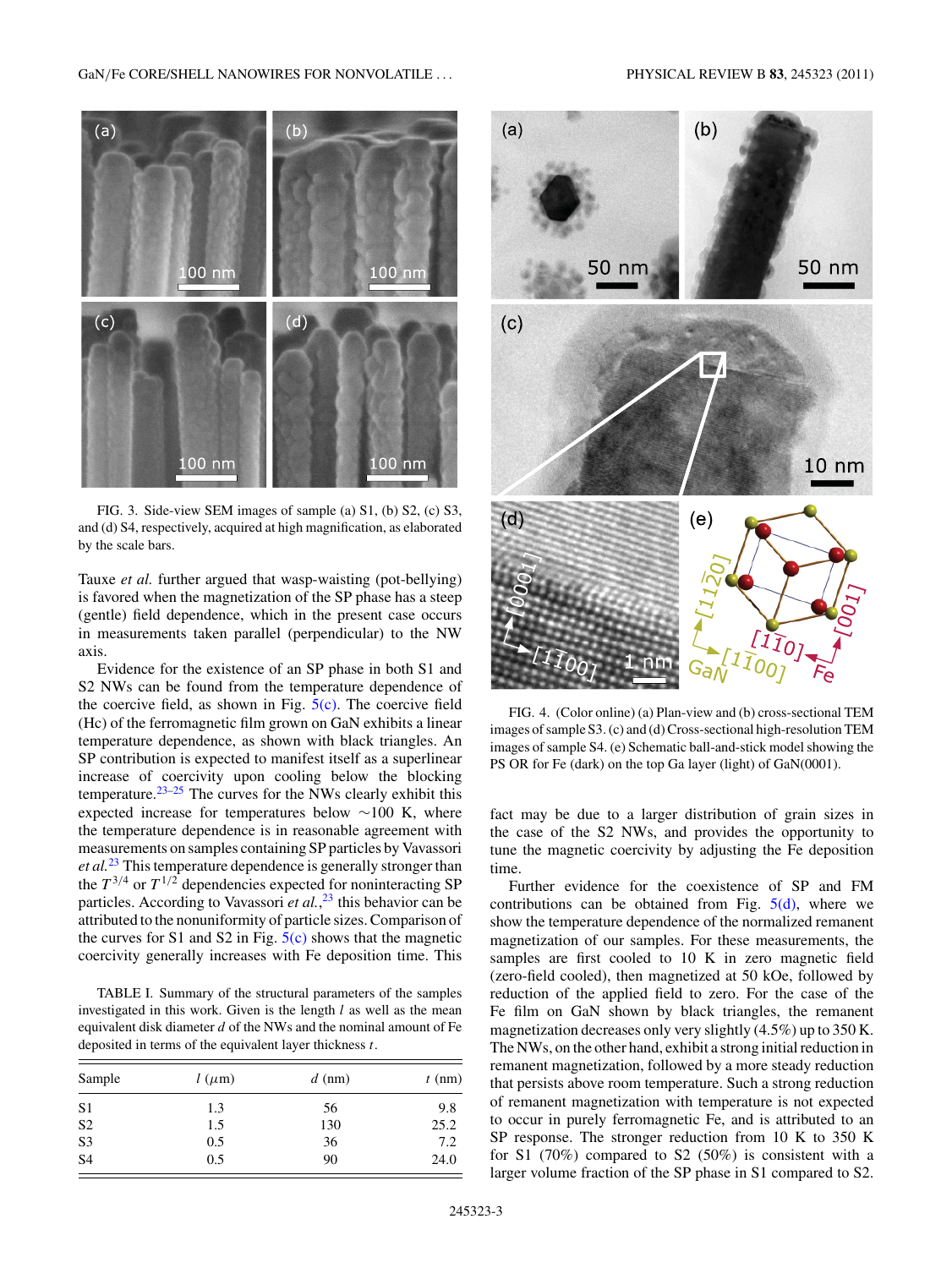FIG. 3. Side-view SEM images of sample (a) S1, (b) S2, (c) S3, and (d) S4, respectively, acquired at high magnification, as elaborated by the scale bars.

Tauxe *et al.* further argued that wasp-waisting (pot-bellying) is favored when the magnetization of the SP phase has a steep (gentle) field dependence, which in the present case occurs in measurements taken parallel (perpendicular) to the NW axis.

Evidence for the existence of an SP phase in both S1 and S2 NWs can be found from the temperature dependence of the coercive field, as shown in Fig. 5(c). The coercive field (Hc) of the ferromagnetic film grown on GaN exhibits a linear temperature dependence, as shown with black triangles. An SP contribution is expected to manifest itself as a superlinear increase of coercivity upon cooling below the blocking temperature.[23–25] The curves for the NWs clearly exhibit this expected increase for temperatures below ~100 K, where the temperature dependence is in reasonable agreement with measurements on samples containing SP particles by Vavassori *et al.*[23] This temperature dependence is generally stronger than the $T^{3/4}$ or $T^{1/2}$ dependencies expected for noninteracting SP particles. According to Vavassori *et al.*,[23] this behavior can be attributed to the nonuniformity of particle sizes. Comparison of the curves for S1 and S2 in Fig. 5(c) shows that the magnetic coercivity generally increases with Fe deposition time. This fact may be due to a larger distribution of grain sizes in the case of the S2 NWs, and provides the opportunity to tune the magnetic coercivity by adjusting the Fe deposition time.

TABLE I. Summary of the structural parameters of the samples investigated in this work. Given is the length $l$ as well as the mean equivalent disk diameter $d$ of the NWs and the nominal amount of Fe deposited in terms of the equivalent layer thickness $t$.

| Sample | $l$ ($\mu$m) | $d$ (nm) | $t$ (nm) |
|---|---|---|---|
| S1 | 1.3 | 56 | 9.8 |
| S2 | 1.5 | 130 | 25.2 |
| S3 | 0.5 | 36 | 7.2 |
| S4 | 0.5 | 90 | 24.0 |

FIG. 4. (Color online) (a) Plan-view and (b) cross-sectional TEM images of sample S3. (c) and (d) Cross-sectional high-resolution TEM images of sample S4. (e) Schematic ball-and-stick model showing the PS OR for Fe (dark) on the top Ga layer (light) of GaN(0001).

Further evidence for the coexistence of SP and FM contributions can be obtained from Fig. 5(d), where we show the temperature dependence of the normalized remanent magnetization of our samples. For these measurements, the samples are first cooled to 10 K in zero magnetic field (zero-field cooled), then magnetized at 50 kOe, followed by reduction of the applied field to zero. For the case of the Fe film on GaN shown by black triangles, the remanent magnetization decreases only very slightly (4.5%) up to 350 K. The NWs, on the other hand, exhibit a strong initial reduction in remanent magnetization, followed by a more steady reduction that persists above room temperature. Such a strong reduction of remanent magnetization with temperature is not expected to occur in purely ferromagnetic Fe, and is attributed to an SP response. The stronger reduction from 10 K to 350 K for S1 (70%) compared to S2 (50%) is consistent with a larger volume fraction of the SP phase in S1 compared to S2.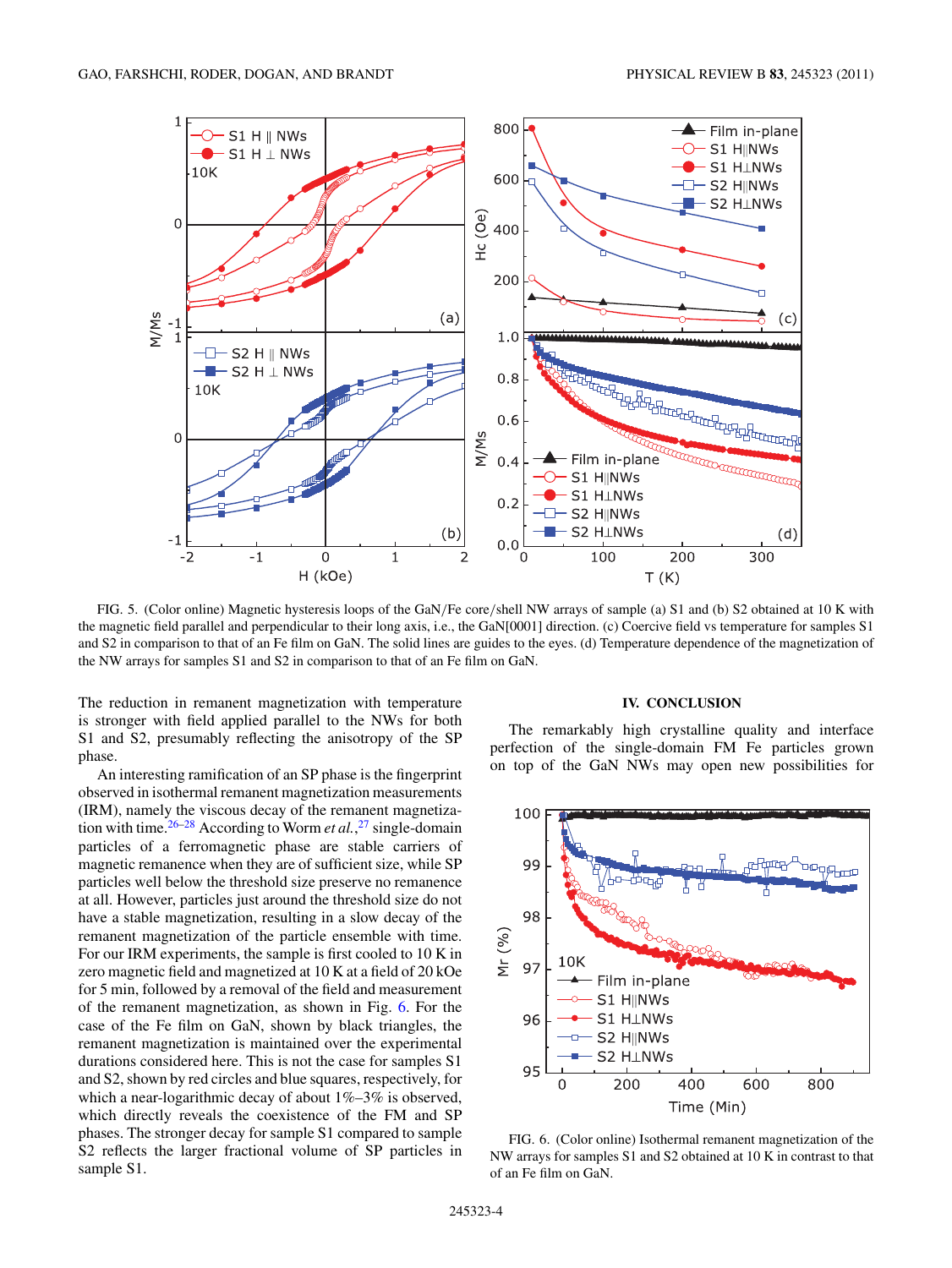FIG. 5. (Color online) Magnetic hysteresis loops of the GaN/Fe core/shell NW arrays of sample (a) S1 and (b) S2 obtained at 10 K with the magnetic field parallel and perpendicular to their long axis, i.e., the GaN[0001] direction. (c) Coercive field vs temperature for samples S1 and S2 in comparison to that of an Fe film on GaN. The solid lines are guides to the eyes. (d) Temperature dependence of the magnetization of the NW arrays for samples S1 and S2 in comparison to that of an Fe film on GaN.

The reduction in remanent magnetization with temperature is stronger with field applied parallel to the NWs for both S1 and S2, presumably reflecting the anisotropy of the SP phase.

An interesting ramification of an SP phase is the fingerprint observed in isothermal remanent magnetization measurements (IRM), namely the viscous decay of the remanent magnetization with time.[26–28] According to Worm *et al.*,[27] single-domain particles of a ferromagnetic phase are stable carriers of magnetic remanence when they are of sufficient size, while SP particles well below the threshold size preserve no remanence at all. However, particles just around the threshold size do not have a stable magnetization, resulting in a slow decay of the remanent magnetization of the particle ensemble with time. For our IRM experiments, the sample is first cooled to 10 K in zero magnetic field and magnetized at 10 K at a field of 20 kOe for 5 min, followed by a removal of the field and measurement of the remanent magnetization, as shown in Fig. 6. For the case of the Fe film on GaN, shown by black triangles, the remanent magnetization is maintained over the experimental durations considered here. This is not the case for samples S1 and S2, shown by red circles and blue squares, respectively, for which a near-logarithmic decay of about 1%–3% is observed, which directly reveals the coexistence of the FM and SP phases. The stronger decay for sample S1 compared to sample S2 reflects the larger fractional volume of SP particles in sample S1.

## IV. CONCLUSION

The remarkably high crystalline quality and interface perfection of the single-domain FM Fe particles grown on top of the GaN NWs may open new possibilities for

FIG. 6. (Color online) Isothermal remanent magnetization of the NW arrays for samples S1 and S2 obtained at 10 K in contrast to that of an Fe film on GaN.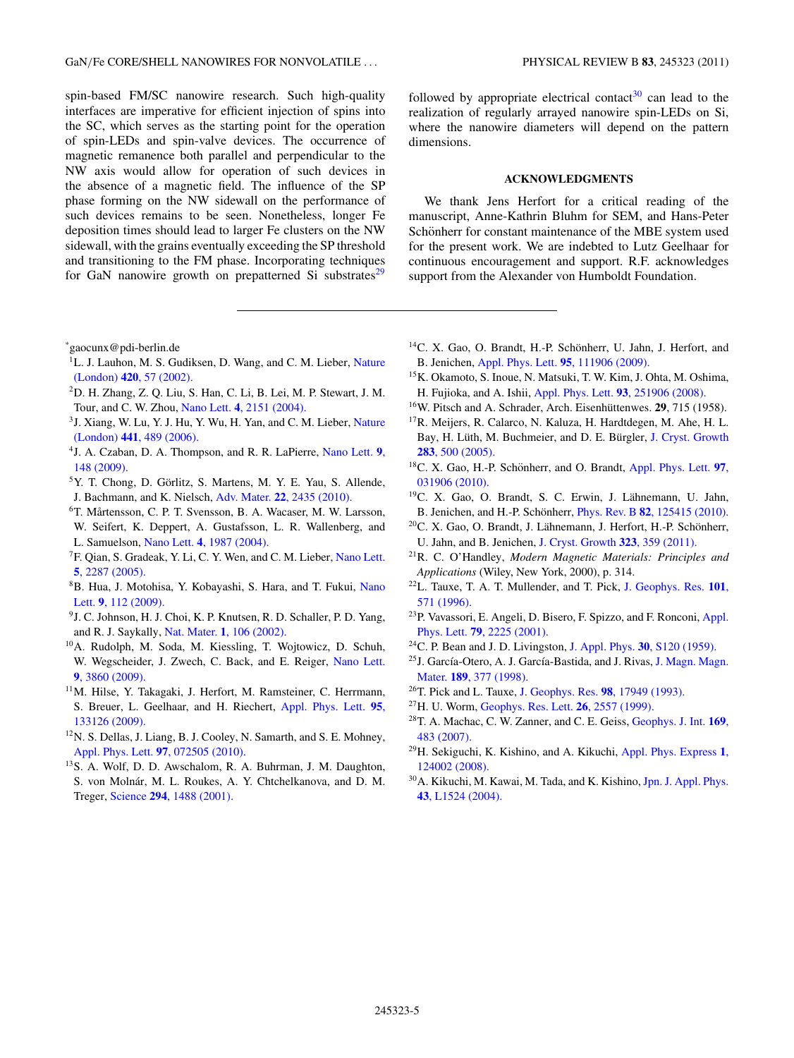spin-based FM/SC nanowire research. Such high-quality interfaces are imperative for efficient injection of spins into the SC, which serves as the starting point for the operation of spin-LEDs and spin-valve devices. The occurrence of magnetic remanence both parallel and perpendicular to the NW axis would allow for operation of such devices in the absence of a magnetic field. The influence of the SP phase forming on the NW sidewall on the performance of such devices remains to be seen. Nonetheless, longer Fe deposition times should lead to larger Fe clusters on the NW sidewall, with the grains eventually exceeding the SP threshold and transitioning to the FM phase. Incorporating techniques for GaN nanowire growth on prepatterned Si substrates[29] followed by appropriate electrical contact[30] can lead to the realization of regularly arrayed nanowire spin-LEDs on Si, where the nanowire diameters will depend on the pattern dimensions.

## ACKNOWLEDGMENTS

We thank Jens Herfort for a critical reading of the manuscript, Anne-Kathrin Bluhm for SEM, and Hans-Peter Schönherr for constant maintenance of the MBE system used for the present work. We are indebted to Lutz Geelhaar for continuous encouragement and support. R.F. acknowledges support from the Alexander von Humboldt Foundation.

---

*gaocunx@pdi-berlin.de

[1] L. J. Lauhon, M. S. Gudiksen, D. Wang, and C. M. Lieber, Nature (London) **420**, 57 (2002).

[2] D. H. Zhang, Z. Q. Liu, S. Han, C. Li, B. Lei, M. P. Stewart, J. M. Tour, and C. W. Zhou, Nano Lett. **4**, 2151 (2004).

[3] J. Xiang, W. Lu, Y. J. Hu, Y. Wu, H. Yan, and C. M. Lieber, Nature (London) **441**, 489 (2006).

[4] J. A. Czaban, D. A. Thompson, and R. R. LaPierre, Nano Lett. **9**, 148 (2009).

[5] Y. T. Chong, D. Görlitz, S. Martens, M. Y. E. Yau, S. Allende, J. Bachmann, and K. Nielsch, Adv. Mater. **22**, 2435 (2010).

[6] T. Mårtensson, C. P. T. Svensson, B. A. Wacaser, M. W. Larsson, W. Seifert, K. Deppert, A. Gustafsson, L. R. Wallenberg, and L. Samuelson, Nano Lett. **4**, 1987 (2004).

[7] F. Qian, S. Gradeak, Y. Li, C. Y. Wen, and C. M. Lieber, Nano Lett. **5**, 2287 (2005).

[8] B. Hua, J. Motohisa, Y. Kobayashi, S. Hara, and T. Fukui, Nano Lett. **9**, 112 (2009).

[9] J. C. Johnson, H. J. Choi, K. P. Knutsen, R. D. Schaller, P. D. Yang, and R. J. Saykally, Nat. Mater. **1**, 106 (2002).

[10] A. Rudolph, M. Soda, M. Kiessling, T. Wojtowicz, D. Schuh, W. Wegscheider, J. Zweck, C. Back, and E. Reiger, Nano Lett. **9**, 3860 (2009).

[11] M. Hilse, Y. Takagaki, J. Herfort, M. Ramsteiner, C. Herrmann, S. Breuer, L. Geelhaar, and H. Riechert, Appl. Phys. Lett. **95**, 133126 (2009).

[12] N. S. Dellas, J. Liang, B. J. Cooley, N. Samarth, and S. E. Mohney, Appl. Phys. Lett. **97**, 072505 (2010).

[13] S. A. Wolf, D. D. Awschalom, R. A. Buhrman, J. M. Daughton, S. von Molnár, M. L. Roukes, A. Y. Chtchelkanova, and D. M. Treger, Science **294**, 1488 (2001).

[14] C. X. Gao, O. Brandt, H.-P. Schönherr, U. Jahn, J. Herfort, and B. Jenichen, Appl. Phys. Lett. **95**, 111906 (2009).

[15] K. Okamoto, S. Inoue, N. Matsuki, T. W. Kim, J. Ohta, M. Oshima, H. Fujioka, and A. Ishii, Appl. Phys. Lett. **93**, 251906 (2008).

[16] W. Pitsch and A. Schrader, Arch. Eisenhüttenwes. **29**, 715 (1958).

[17] R. Meijers, R. Calarco, N. Kaluza, H. Hardtdegen, M. Ahe, H. L. Bay, H. Lüth, M. Buchmeier, and D. E. Bürgler, J. Cryst. Growth **283**, 500 (2005).

[18] C. X. Gao, H.-P. Schönherr, and O. Brandt, Appl. Phys. Lett. **97**, 031906 (2010).

[19] C. X. Gao, O. Brandt, S. C. Erwin, J. Lähnemann, U. Jahn, B. Jenichen, and H.-P. Schönherr, Phys. Rev. B **82**, 125415 (2010).

[20] C. X. Gao, O. Brandt, J. Lähnemann, J. Herfort, H.-P. Schönherr, U. Jahn, and B. Jenichen, J. Cryst. Growth **323**, 359 (2011).

[21] R. C. O'Handley, *Modern Magnetic Materials: Principles and Applications* (Wiley, New York, 2000), p. 314.

[22] L. Tauxe, T. A. T. Mullender, and T. Pick, J. Geophys. Res. **101**, 571 (1996).

[23] P. Vavassori, E. Angeli, D. Bisero, F. Spizzo, and F. Ronconi, Appl. Phys. Lett. **79**, 2225 (2001).

[24] C. P. Bean and J. D. Livingston, J. Appl. Phys. **30**, S120 (1959).

[25] J. García-Otero, A. J. García-Bastida, and J. Rivas, J. Magn. Magn. Mater. **189**, 377 (1998).

[26] T. Pick and L. Tauxe, J. Geophys. Res. **98**, 17949 (1993).

[27] H. U. Worm, Geophys. Res. Lett. **26**, 2557 (1999).

[28] T. A. Machac, C. W. Zanner, and C. E. Geiss, Geophys. J. Int. **169**, 483 (2007).

[29] H. Sekiguchi, K. Kishino, and A. Kikuchi, Appl. Phys. Express **1**, 124002 (2008).

[30] A. Kikuchi, M. Kawai, M. Tada, and K. Kishino, Jpn. J. Appl. Phys. **43**, L1524 (2004).